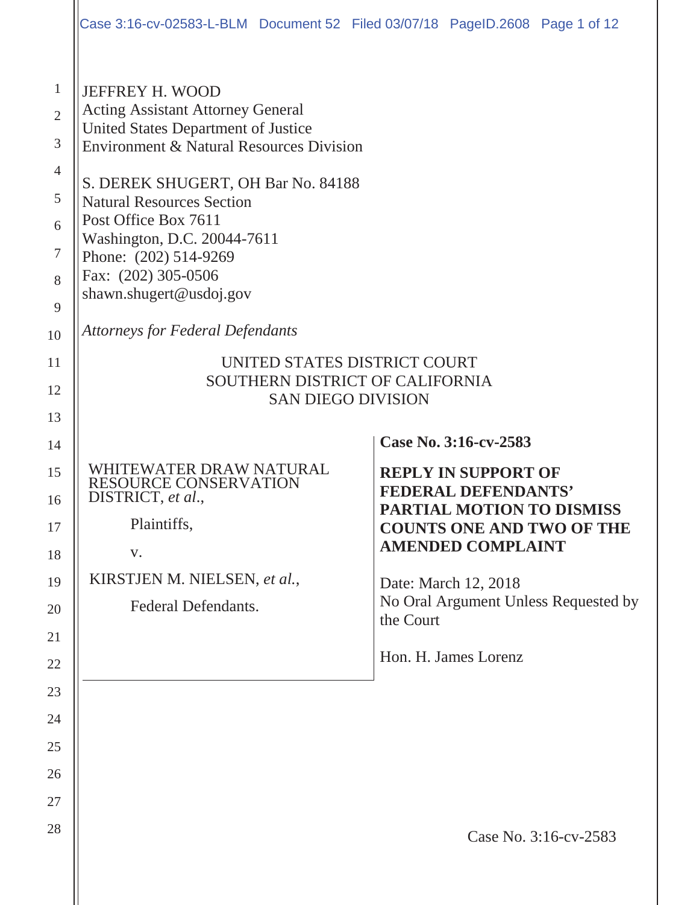JEFFREY H. WOOD
Acting Assistant Attorney General
United States Department of Justice
Environment & Natural Resources Division

S. DEREK SHUGERT, OH Bar No. 84188
Natural Resources Section
Post Office Box 7611
Washington, D.C. 20044-7611
Phone: (202) 514-9269
Fax: (202) 305-0506
shawn.shugert@usdoj.gov

*Attorneys for Federal Defendants*

UNITED STATES DISTRICT COURT
SOUTHERN DISTRICT OF CALIFORNIA
SAN DIEGO DIVISION

WHITEWATER DRAW NATURAL RESOURCE CONSERVATION DISTRICT, *et al.*,

Plaintiffs,

v.

KIRSTJEN M. NIELSEN, *et al.*,

Federal Defendants.

**Case No. 3:16-cv-2583**

**REPLY IN SUPPORT OF FEDERAL DEFENDANTS' PARTIAL MOTION TO DISMISS COUNTS ONE AND TWO OF THE AMENDED COMPLAINT**

Date: March 12, 2018
No Oral Argument Unless Requested by the Court

Hon. H. James Lorenz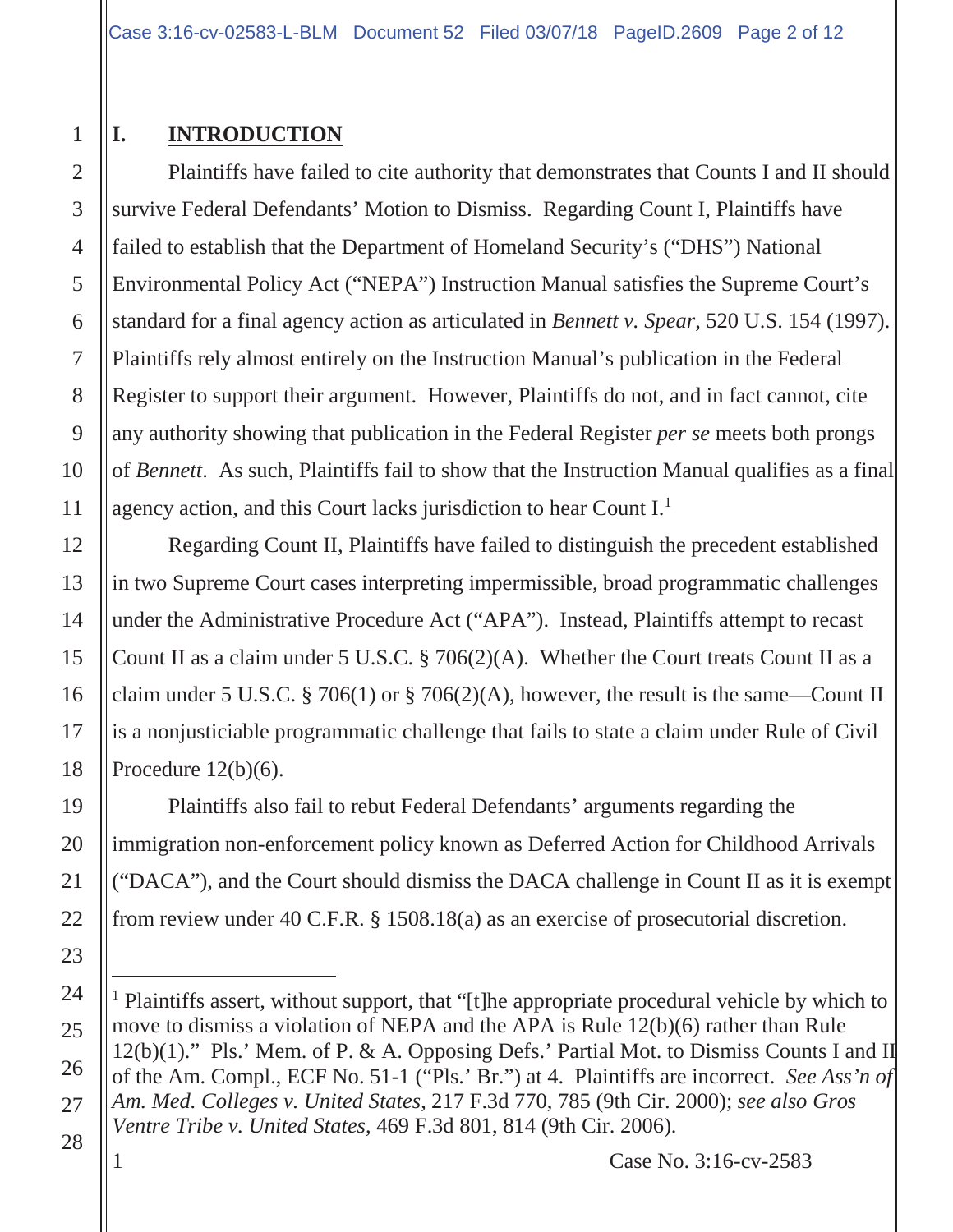## I. INTRODUCTION

Plaintiffs have failed to cite authority that demonstrates that Counts I and II should survive Federal Defendants' Motion to Dismiss. Regarding Count I, Plaintiffs have failed to establish that the Department of Homeland Security's ("DHS") National Environmental Policy Act ("NEPA") Instruction Manual satisfies the Supreme Court's standard for a final agency action as articulated in *Bennett v. Spear*, 520 U.S. 154 (1997). Plaintiffs rely almost entirely on the Instruction Manual's publication in the Federal Register to support their argument. However, Plaintiffs do not, and in fact cannot, cite any authority showing that publication in the Federal Register *per se* meets both prongs of *Bennett*. As such, Plaintiffs fail to show that the Instruction Manual qualifies as a final agency action, and this Court lacks jurisdiction to hear Count I.[1]

Regarding Count II, Plaintiffs have failed to distinguish the precedent established in two Supreme Court cases interpreting impermissible, broad programmatic challenges under the Administrative Procedure Act ("APA"). Instead, Plaintiffs attempt to recast Count II as a claim under 5 U.S.C. § 706(2)(A). Whether the Court treats Count II as a claim under 5 U.S.C. § 706(1) or § 706(2)(A), however, the result is the same—Count II is a nonjusticiable programmatic challenge that fails to state a claim under Rule of Civil Procedure 12(b)(6).

Plaintiffs also fail to rebut Federal Defendants' arguments regarding the immigration non-enforcement policy known as Deferred Action for Childhood Arrivals ("DACA"), and the Court should dismiss the DACA challenge in Count II as it is exempt from review under 40 C.F.R. § 1508.18(a) as an exercise of prosecutorial discretion.

---

[1] Plaintiffs assert, without support, that "[t]he appropriate procedural vehicle by which to move to dismiss a violation of NEPA and the APA is Rule 12(b)(6) rather than Rule 12(b)(1)." Pls.' Mem. of P. & A. Opposing Defs.' Partial Mot. to Dismiss Counts I and II of the Am. Compl., ECF No. 51-1 ("Pls.' Br.") at 4. Plaintiffs are incorrect. *See Ass'n of Am. Med. Colleges v. United States*, 217 F.3d 770, 785 (9th Cir. 2000); *see also Gros Ventre Tribe v. United States*, 469 F.3d 801, 814 (9th Cir. 2006).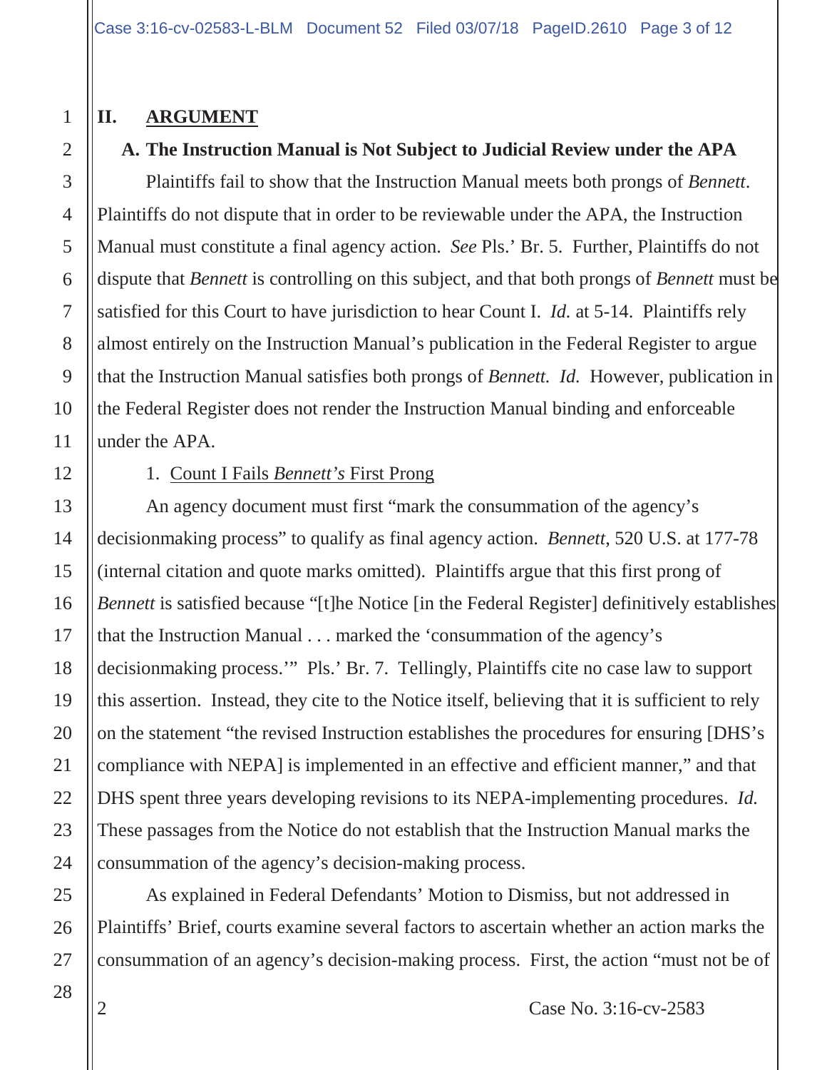## II. ARGUMENT

### A. The Instruction Manual is Not Subject to Judicial Review under the APA

Plaintiffs fail to show that the Instruction Manual meets both prongs of *Bennett*. Plaintiffs do not dispute that in order to be reviewable under the APA, the Instruction Manual must constitute a final agency action. *See* Pls.' Br. 5. Further, Plaintiffs do not dispute that *Bennett* is controlling on this subject, and that both prongs of *Bennett* must be satisfied for this Court to have jurisdiction to hear Count I. *Id.* at 5-14. Plaintiffs rely almost entirely on the Instruction Manual's publication in the Federal Register to argue that the Instruction Manual satisfies both prongs of *Bennett*. *Id.* However, publication in the Federal Register does not render the Instruction Manual binding and enforceable under the APA.

1. Count I Fails *Bennett's* First Prong

An agency document must first "mark the consummation of the agency's decisionmaking process" to qualify as final agency action. *Bennett*, 520 U.S. at 177-78 (internal citation and quote marks omitted). Plaintiffs argue that this first prong of *Bennett* is satisfied because "[t]he Notice [in the Federal Register] definitively establishes that the Instruction Manual . . . marked the 'consummation of the agency's decisionmaking process.'" Pls.' Br. 7. Tellingly, Plaintiffs cite no case law to support this assertion. Instead, they cite to the Notice itself, believing that it is sufficient to rely on the statement "the revised Instruction establishes the procedures for ensuring [DHS's compliance with NEPA] is implemented in an effective and efficient manner," and that DHS spent three years developing revisions to its NEPA-implementing procedures. *Id.* These passages from the Notice do not establish that the Instruction Manual marks the consummation of the agency's decision-making process.

As explained in Federal Defendants' Motion to Dismiss, but not addressed in Plaintiffs' Brief, courts examine several factors to ascertain whether an action marks the consummation of an agency's decision-making process. First, the action "must not be of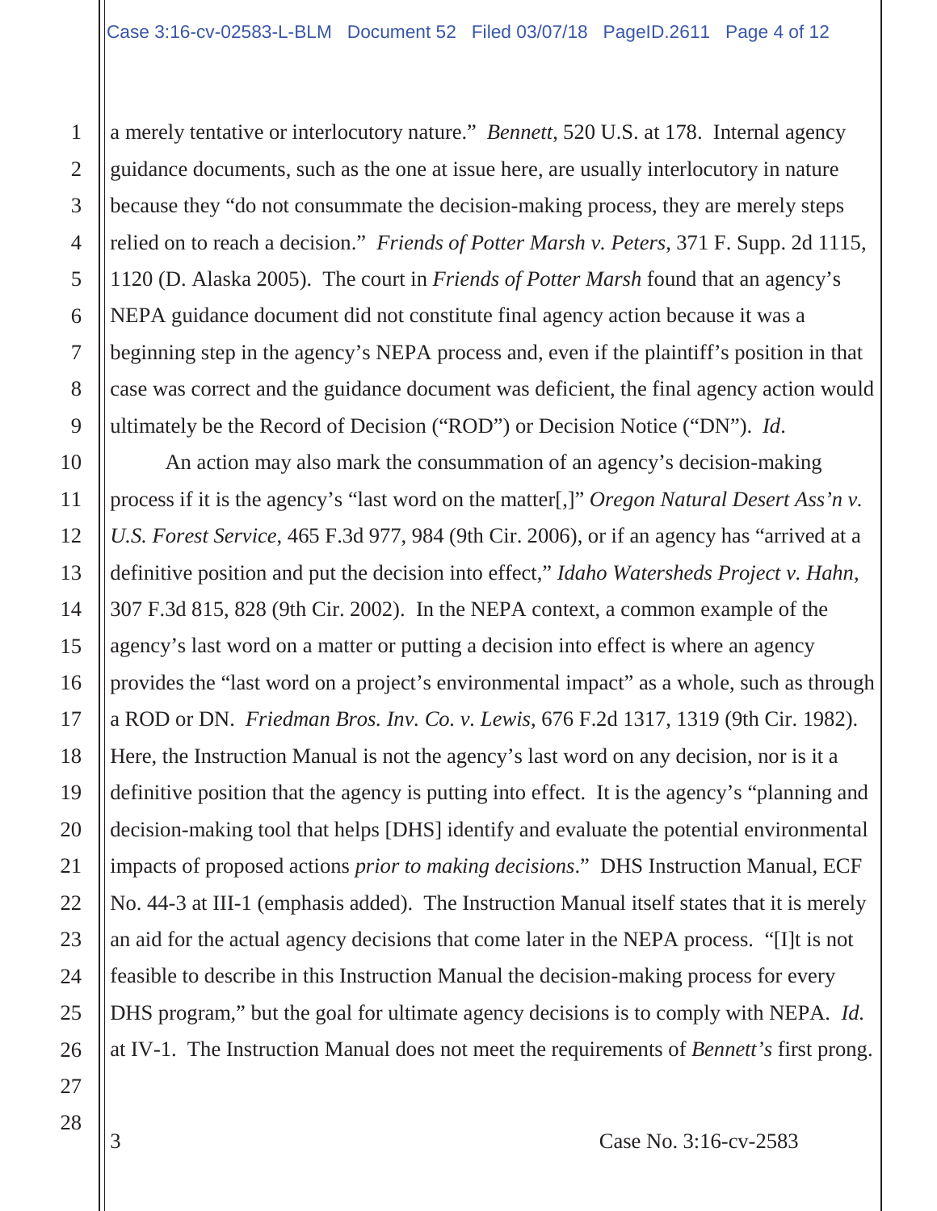a merely tentative or interlocutory nature." *Bennett*, 520 U.S. at 178. Internal agency guidance documents, such as the one at issue here, are usually interlocutory in nature because they "do not consummate the decision-making process, they are merely steps relied on to reach a decision." *Friends of Potter Marsh v. Peters*, 371 F. Supp. 2d 1115, 1120 (D. Alaska 2005). The court in *Friends of Potter Marsh* found that an agency's NEPA guidance document did not constitute final agency action because it was a beginning step in the agency's NEPA process and, even if the plaintiff's position in that case was correct and the guidance document was deficient, the final agency action would ultimately be the Record of Decision ("ROD") or Decision Notice ("DN"). *Id*.

An action may also mark the consummation of an agency's decision-making process if it is the agency's "last word on the matter[,]" *Oregon Natural Desert Ass'n v. U.S. Forest Service*, 465 F.3d 977, 984 (9th Cir. 2006), or if an agency has "arrived at a definitive position and put the decision into effect," *Idaho Watersheds Project v. Hahn*, 307 F.3d 815, 828 (9th Cir. 2002). In the NEPA context, a common example of the agency's last word on a matter or putting a decision into effect is where an agency provides the "last word on a project's environmental impact" as a whole, such as through a ROD or DN. *Friedman Bros. Inv. Co. v. Lewis*, 676 F.2d 1317, 1319 (9th Cir. 1982). Here, the Instruction Manual is not the agency's last word on any decision, nor is it a definitive position that the agency is putting into effect. It is the agency's "planning and decision-making tool that helps [DHS] identify and evaluate the potential environmental impacts of proposed actions *prior to making decisions*." DHS Instruction Manual, ECF No. 44-3 at III-1 (emphasis added). The Instruction Manual itself states that it is merely an aid for the actual agency decisions that come later in the NEPA process. "[I]t is not feasible to describe in this Instruction Manual the decision-making process for every DHS program," but the goal for ultimate agency decisions is to comply with NEPA. *Id.* at IV-1. The Instruction Manual does not meet the requirements of *Bennett's* first prong.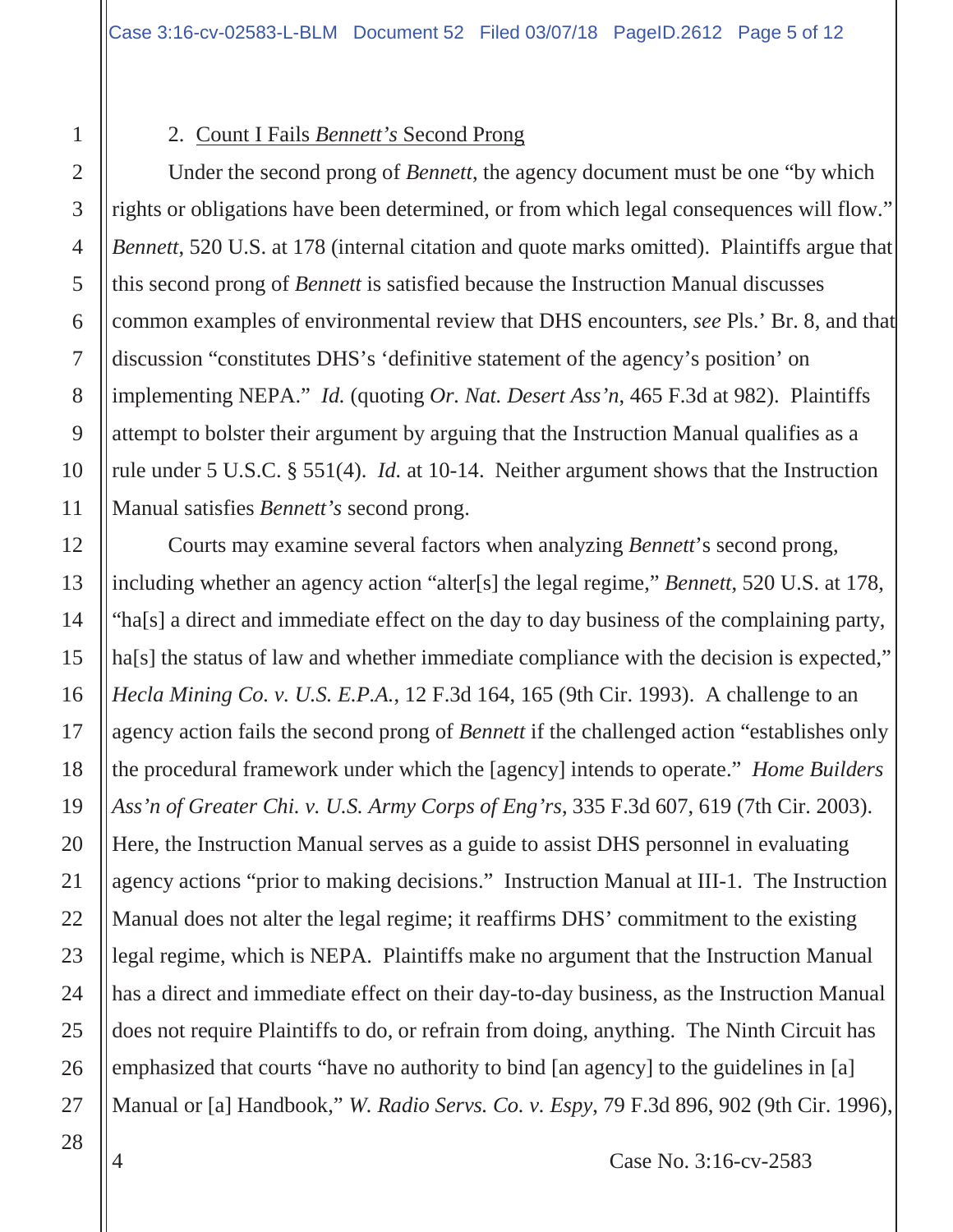2. Count I Fails *Bennett's* Second Prong

Under the second prong of *Bennett*, the agency document must be one "by which rights or obligations have been determined, or from which legal consequences will flow." *Bennett*, 520 U.S. at 178 (internal citation and quote marks omitted). Plaintiffs argue that this second prong of *Bennett* is satisfied because the Instruction Manual discusses common examples of environmental review that DHS encounters, *see* Pls.' Br. 8, and that discussion "constitutes DHS's 'definitive statement of the agency's position' on implementing NEPA." *Id.* (quoting *Or. Nat. Desert Ass'n*, 465 F.3d at 982). Plaintiffs attempt to bolster their argument by arguing that the Instruction Manual qualifies as a rule under 5 U.S.C. § 551(4). *Id.* at 10-14. Neither argument shows that the Instruction Manual satisfies *Bennett's* second prong.

Courts may examine several factors when analyzing *Bennett*'s second prong, including whether an agency action "alter[s] the legal regime," *Bennett*, 520 U.S. at 178, "ha[s] a direct and immediate effect on the day to day business of the complaining party, ha[s] the status of law and whether immediate compliance with the decision is expected," *Hecla Mining Co. v. U.S. E.P.A.*, 12 F.3d 164, 165 (9th Cir. 1993). A challenge to an agency action fails the second prong of *Bennett* if the challenged action "establishes only the procedural framework under which the [agency] intends to operate." *Home Builders Ass'n of Greater Chi. v. U.S. Army Corps of Eng'rs*, 335 F.3d 607, 619 (7th Cir. 2003). Here, the Instruction Manual serves as a guide to assist DHS personnel in evaluating agency actions "prior to making decisions." Instruction Manual at III-1. The Instruction Manual does not alter the legal regime; it reaffirms DHS' commitment to the existing legal regime, which is NEPA. Plaintiffs make no argument that the Instruction Manual has a direct and immediate effect on their day-to-day business, as the Instruction Manual does not require Plaintiffs to do, or refrain from doing, anything. The Ninth Circuit has emphasized that courts "have no authority to bind [an agency] to the guidelines in [a] Manual or [a] Handbook," *W. Radio Servs. Co. v. Espy*, 79 F.3d 896, 902 (9th Cir. 1996),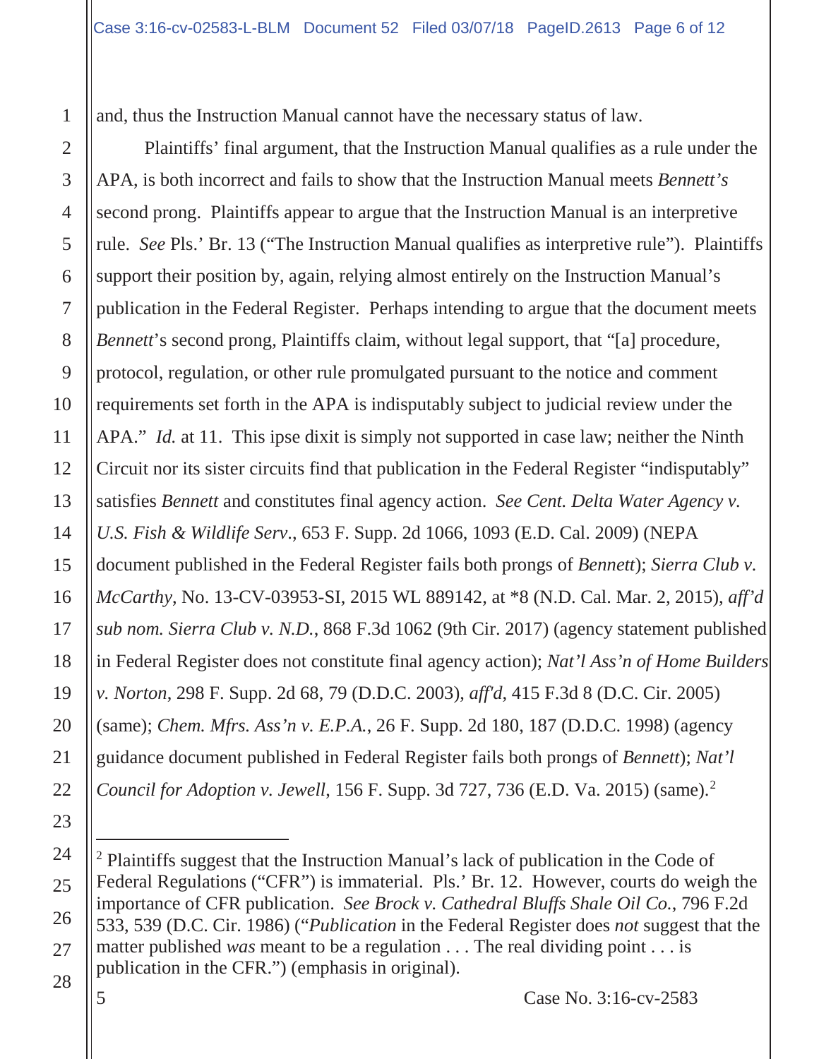and, thus the Instruction Manual cannot have the necessary status of law.

Plaintiffs' final argument, that the Instruction Manual qualifies as a rule under the APA, is both incorrect and fails to show that the Instruction Manual meets *Bennett's* second prong. Plaintiffs appear to argue that the Instruction Manual is an interpretive rule. *See* Pls.' Br. 13 ("The Instruction Manual qualifies as interpretive rule"). Plaintiffs support their position by, again, relying almost entirely on the Instruction Manual's publication in the Federal Register. Perhaps intending to argue that the document meets *Bennett*'s second prong, Plaintiffs claim, without legal support, that "[a] procedure, protocol, regulation, or other rule promulgated pursuant to the notice and comment requirements set forth in the APA is indisputably subject to judicial review under the APA." *Id.* at 11. This ipse dixit is simply not supported in case law; neither the Ninth Circuit nor its sister circuits find that publication in the Federal Register "indisputably" satisfies *Bennett* and constitutes final agency action. *See Cent. Delta Water Agency v. U.S. Fish & Wildlife Serv.*, 653 F. Supp. 2d 1066, 1093 (E.D. Cal. 2009) (NEPA document published in the Federal Register fails both prongs of *Bennett*); *Sierra Club v. McCarthy*, No. 13-CV-03953-SI, 2015 WL 889142, at *8 (N.D. Cal. Mar. 2, 2015), *aff'd sub nom. Sierra Club v. N.D.*, 868 F.3d 1062 (9th Cir. 2017) (agency statement published in Federal Register does not constitute final agency action); *Nat'l Ass'n of Home Builders v. Norton*, 298 F. Supp. 2d 68, 79 (D.D.C. 2003), *aff'd*, 415 F.3d 8 (D.C. Cir. 2005) (same); *Chem. Mfrs. Ass'n v. E.P.A.*, 26 F. Supp. 2d 180, 187 (D.D.C. 1998) (agency guidance document published in Federal Register fails both prongs of *Bennett*); *Nat'l Council for Adoption v. Jewell*, 156 F. Supp. 3d 727, 736 (E.D. Va. 2015) (same).[2]

---

[2] Plaintiffs suggest that the Instruction Manual's lack of publication in the Code of Federal Regulations ("CFR") is immaterial. Pls.' Br. 12. However, courts do weigh the importance of CFR publication. *See Brock v. Cathedral Bluffs Shale Oil Co.*, 796 F.2d 533, 539 (D.C. Cir. 1986) ("*Publication* in the Federal Register does *not* suggest that the matter published *was* meant to be a regulation . . . The real dividing point . . . is publication in the CFR.") (emphasis in original).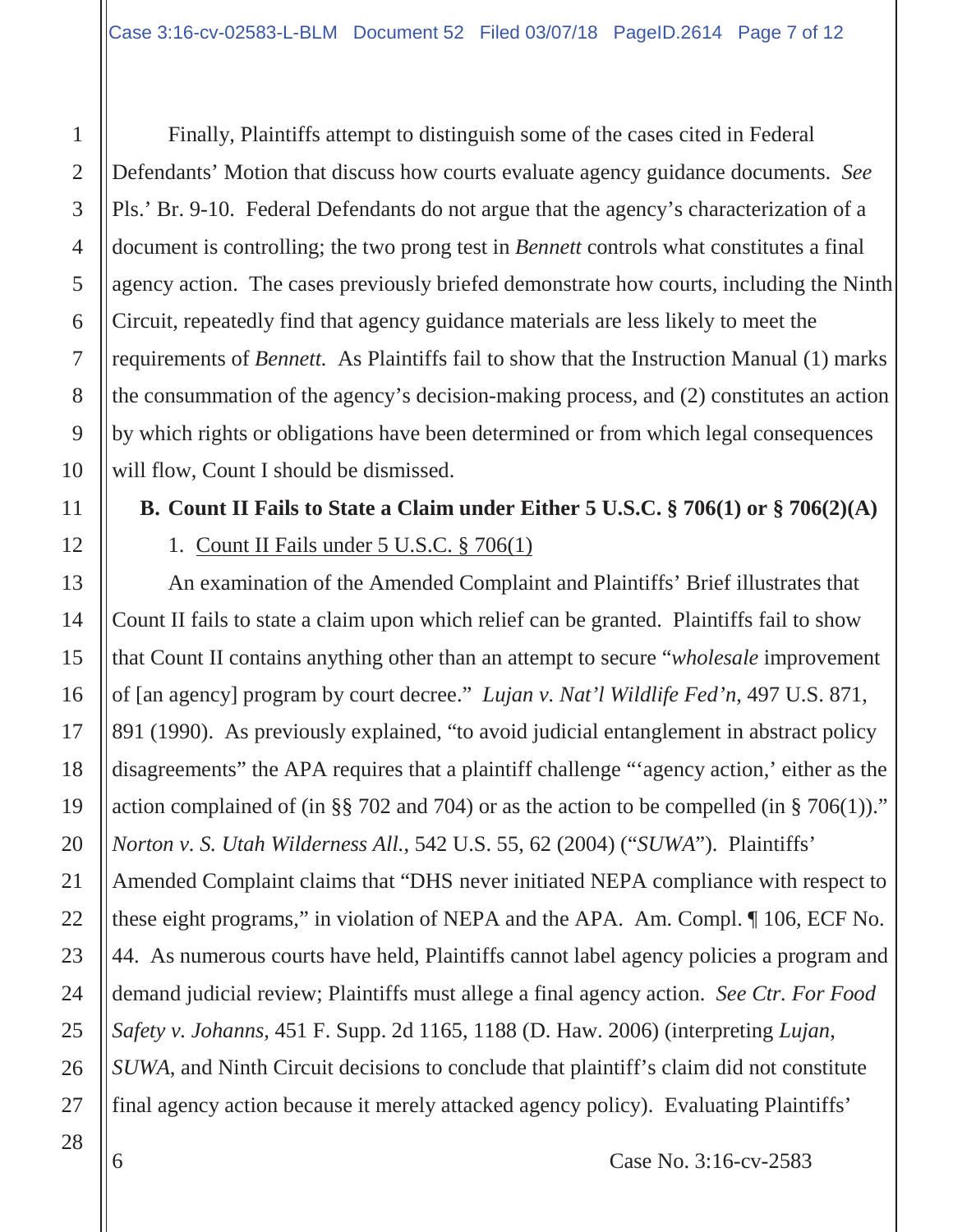Finally, Plaintiffs attempt to distinguish some of the cases cited in Federal Defendants' Motion that discuss how courts evaluate agency guidance documents. *See* Pls.' Br. 9-10. Federal Defendants do not argue that the agency's characterization of a document is controlling; the two prong test in *Bennett* controls what constitutes a final agency action. The cases previously briefed demonstrate how courts, including the Ninth Circuit, repeatedly find that agency guidance materials are less likely to meet the requirements of *Bennett*. As Plaintiffs fail to show that the Instruction Manual (1) marks the consummation of the agency's decision-making process, and (2) constitutes an action by which rights or obligations have been determined or from which legal consequences will flow, Count I should be dismissed.

**B. Count II Fails to State a Claim under Either 5 U.S.C. § 706(1) or § 706(2)(A)**

1. Count II Fails under 5 U.S.C. § 706(1)

An examination of the Amended Complaint and Plaintiffs' Brief illustrates that Count II fails to state a claim upon which relief can be granted. Plaintiffs fail to show that Count II contains anything other than an attempt to secure "*wholesale* improvement of [an agency] program by court decree." *Lujan v. Nat'l Wildlife Fed'n*, 497 U.S. 871, 891 (1990). As previously explained, "to avoid judicial entanglement in abstract policy disagreements" the APA requires that a plaintiff challenge "'agency action,' either as the action complained of (in §§ 702 and 704) or as the action to be compelled (in § 706(1))." *Norton v. S. Utah Wilderness All.*, 542 U.S. 55, 62 (2004) ("*SUWA*"). Plaintiffs' Amended Complaint claims that "DHS never initiated NEPA compliance with respect to these eight programs," in violation of NEPA and the APA. Am. Compl. ¶ 106, ECF No. 44. As numerous courts have held, Plaintiffs cannot label agency policies a program and demand judicial review; Plaintiffs must allege a final agency action. *See Ctr. For Food Safety v. Johanns*, 451 F. Supp. 2d 1165, 1188 (D. Haw. 2006) (interpreting *Lujan*, *SUWA*, and Ninth Circuit decisions to conclude that plaintiff's claim did not constitute final agency action because it merely attacked agency policy). Evaluating Plaintiffs'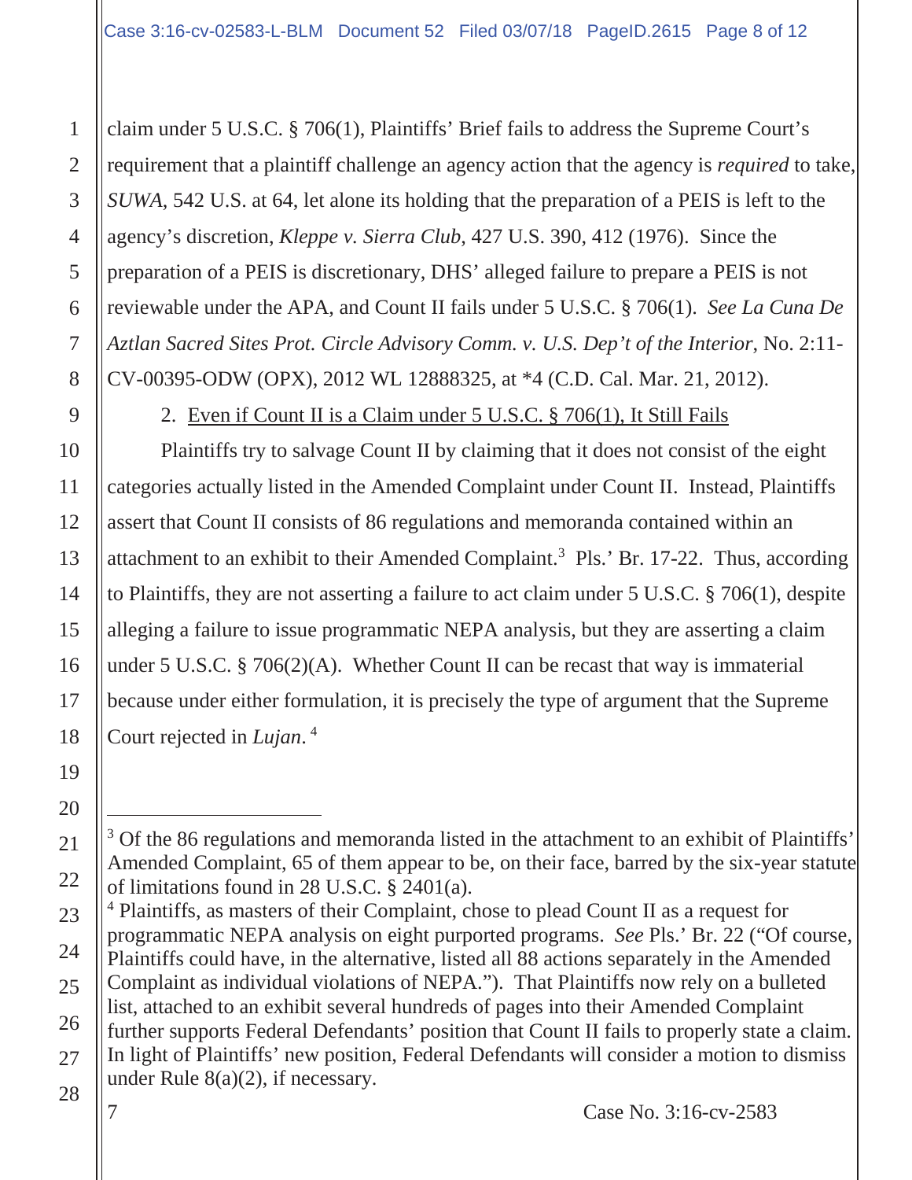claim under 5 U.S.C. § 706(1), Plaintiffs' Brief fails to address the Supreme Court's requirement that a plaintiff challenge an agency action that the agency is *required* to take, *SUWA*, 542 U.S. at 64, let alone its holding that the preparation of a PEIS is left to the agency's discretion, *Kleppe v. Sierra Club*, 427 U.S. 390, 412 (1976). Since the preparation of a PEIS is discretionary, DHS' alleged failure to prepare a PEIS is not reviewable under the APA, and Count II fails under 5 U.S.C. § 706(1). *See La Cuna De Aztlan Sacred Sites Prot. Circle Advisory Comm. v. U.S. Dep't of the Interior*, No. 2:11-CV-00395-ODW (OPX), 2012 WL 12888325, at *4 (C.D. Cal. Mar. 21, 2012).

2. <u>Even if Count II is a Claim under 5 U.S.C. § 706(1), It Still Fails</u>

Plaintiffs try to salvage Count II by claiming that it does not consist of the eight categories actually listed in the Amended Complaint under Count II. Instead, Plaintiffs assert that Count II consists of 86 regulations and memoranda contained within an attachment to an exhibit to their Amended Complaint.[3] Pls.' Br. 17-22. Thus, according to Plaintiffs, they are not asserting a failure to act claim under 5 U.S.C. § 706(1), despite alleging a failure to issue programmatic NEPA analysis, but they are asserting a claim under 5 U.S.C. § 706(2)(A). Whether Count II can be recast that way is immaterial because under either formulation, it is precisely the type of argument that the Supreme Court rejected in *Lujan*.[4]

---

[3] Of the 86 regulations and memoranda listed in the attachment to an exhibit of Plaintiffs' Amended Complaint, 65 of them appear to be, on their face, barred by the six-year statute of limitations found in 28 U.S.C. § 2401(a).

[4] Plaintiffs, as masters of their Complaint, chose to plead Count II as a request for programmatic NEPA analysis on eight purported programs. *See* Pls.' Br. 22 ("Of course, Plaintiffs could have, in the alternative, listed all 88 actions separately in the Amended Complaint as individual violations of NEPA."). That Plaintiffs now rely on a bulleted list, attached to an exhibit several hundreds of pages into their Amended Complaint further supports Federal Defendants' position that Count II fails to properly state a claim. In light of Plaintiffs' new position, Federal Defendants will consider a motion to dismiss under Rule 8(a)(2), if necessary.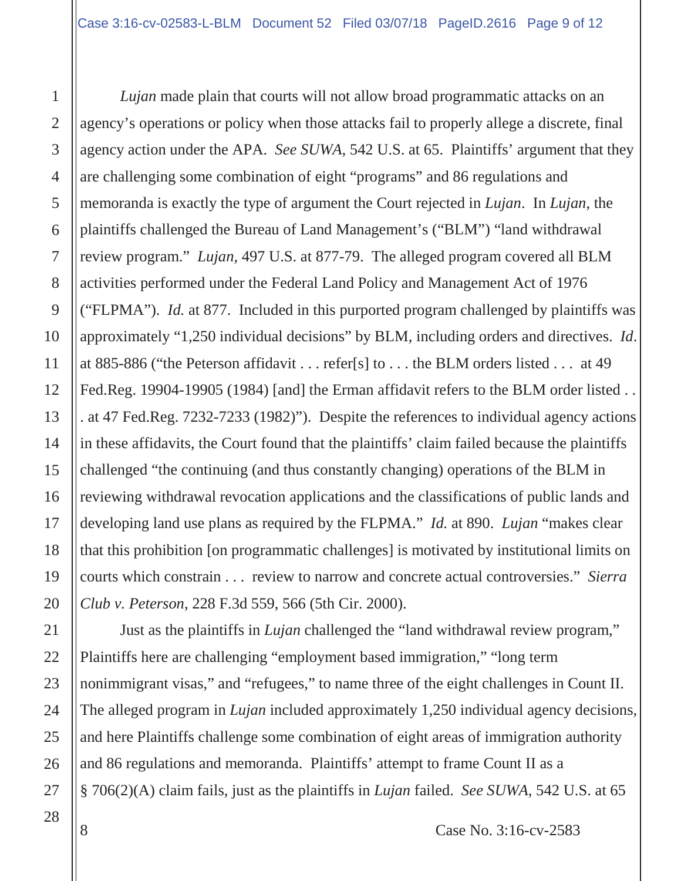*Lujan* made plain that courts will not allow broad programmatic attacks on an agency's operations or policy when those attacks fail to properly allege a discrete, final agency action under the APA. *See SUWA*, 542 U.S. at 65. Plaintiffs' argument that they are challenging some combination of eight "programs" and 86 regulations and memoranda is exactly the type of argument the Court rejected in *Lujan*. In *Lujan*, the plaintiffs challenged the Bureau of Land Management's ("BLM") "land withdrawal review program." *Lujan*, 497 U.S. at 877-79. The alleged program covered all BLM activities performed under the Federal Land Policy and Management Act of 1976 ("FLPMA"). *Id.* at 877. Included in this purported program challenged by plaintiffs was approximately "1,250 individual decisions" by BLM, including orders and directives. *Id.* at 885-886 ("the Peterson affidavit . . . refer[s] to . . . the BLM orders listed . . . at 49 Fed.Reg. 19904-19905 (1984) [and] the Erman affidavit refers to the BLM order listed . . . at 47 Fed.Reg. 7232-7233 (1982)"). Despite the references to individual agency actions in these affidavits, the Court found that the plaintiffs' claim failed because the plaintiffs challenged "the continuing (and thus constantly changing) operations of the BLM in reviewing withdrawal revocation applications and the classifications of public lands and developing land use plans as required by the FLPMA." *Id.* at 890. *Lujan* "makes clear that this prohibition [on programmatic challenges] is motivated by institutional limits on courts which constrain . . . review to narrow and concrete actual controversies." *Sierra Club v. Peterson*, 228 F.3d 559, 566 (5th Cir. 2000).

Just as the plaintiffs in *Lujan* challenged the "land withdrawal review program," Plaintiffs here are challenging "employment based immigration," "long term nonimmigrant visas," and "refugees," to name three of the eight challenges in Count II. The alleged program in *Lujan* included approximately 1,250 individual agency decisions, and here Plaintiffs challenge some combination of eight areas of immigration authority and 86 regulations and memoranda. Plaintiffs' attempt to frame Count II as a § 706(2)(A) claim fails, just as the plaintiffs in *Lujan* failed. *See SUWA*, 542 U.S. at 65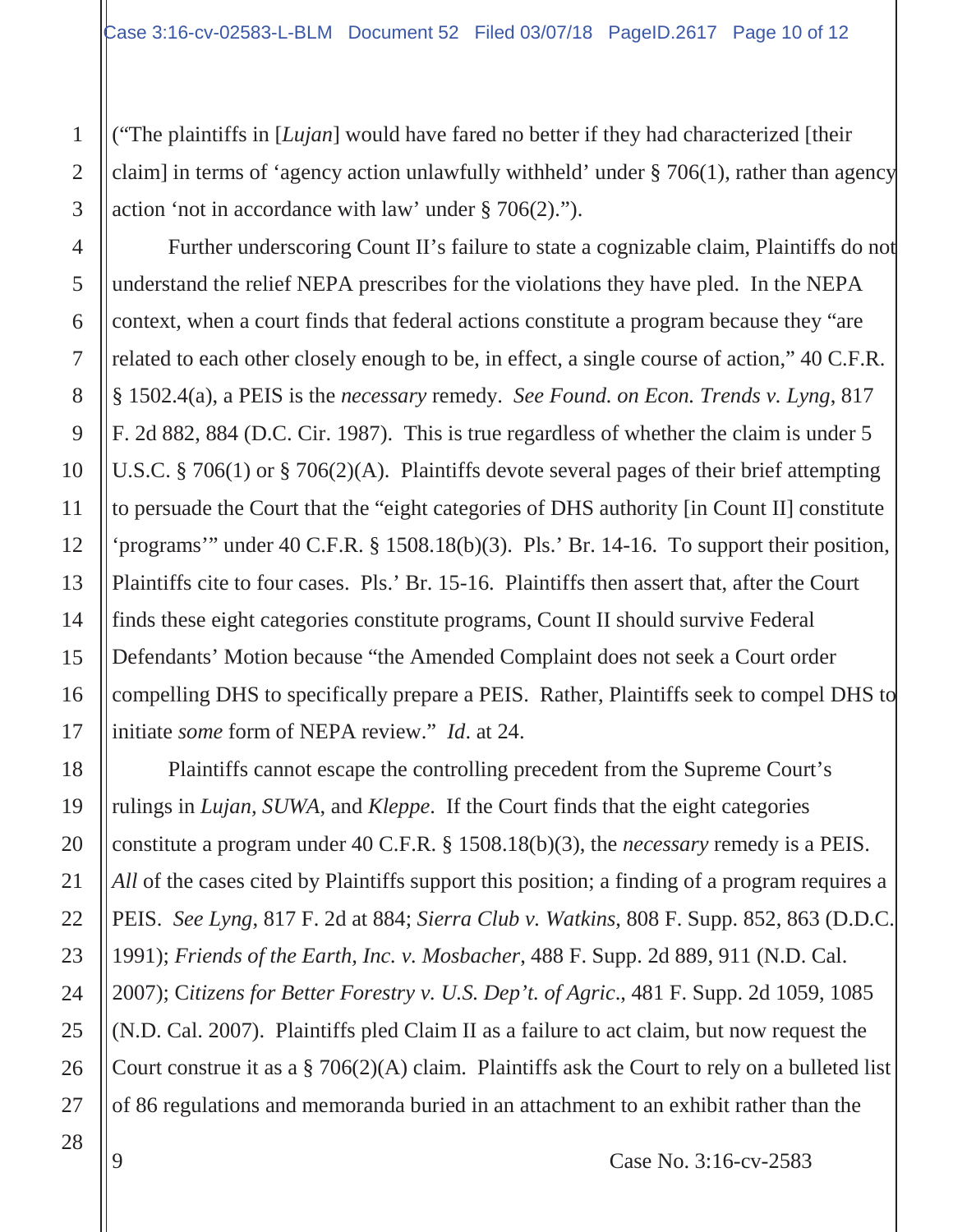("The plaintiffs in [*Lujan*] would have fared no better if they had characterized [their claim] in terms of 'agency action unlawfully withheld' under § 706(1), rather than agency action 'not in accordance with law' under § 706(2).").

Further underscoring Count II's failure to state a cognizable claim, Plaintiffs do not understand the relief NEPA prescribes for the violations they have pled. In the NEPA context, when a court finds that federal actions constitute a program because they "are related to each other closely enough to be, in effect, a single course of action," 40 C.F.R. § 1502.4(a), a PEIS is the *necessary* remedy. *See Found. on Econ. Trends v. Lyng*, 817 F. 2d 882, 884 (D.C. Cir. 1987). This is true regardless of whether the claim is under 5 U.S.C. § 706(1) or § 706(2)(A). Plaintiffs devote several pages of their brief attempting to persuade the Court that the "eight categories of DHS authority [in Count II] constitute 'programs'" under 40 C.F.R. § 1508.18(b)(3). Pls.' Br. 14-16. To support their position, Plaintiffs cite to four cases. Pls.' Br. 15-16. Plaintiffs then assert that, after the Court finds these eight categories constitute programs, Count II should survive Federal Defendants' Motion because "the Amended Complaint does not seek a Court order compelling DHS to specifically prepare a PEIS. Rather, Plaintiffs seek to compel DHS to initiate *some* form of NEPA review." *Id*. at 24.

Plaintiffs cannot escape the controlling precedent from the Supreme Court's rulings in *Lujan*, *SUWA*, and *Kleppe*. If the Court finds that the eight categories constitute a program under 40 C.F.R. § 1508.18(b)(3), the *necessary* remedy is a PEIS. *All* of the cases cited by Plaintiffs support this position; a finding of a program requires a PEIS. *See Lyng*, 817 F. 2d at 884; *Sierra Club v. Watkins*, 808 F. Supp. 852, 863 (D.D.C. 1991); *Friends of the Earth, Inc. v. Mosbacher*, 488 F. Supp. 2d 889, 911 (N.D. Cal. 2007); C*itizens for Better Forestry v. U.S. Dep't. of Agric*., 481 F. Supp. 2d 1059, 1085 (N.D. Cal. 2007). Plaintiffs pled Claim II as a failure to act claim, but now request the Court construe it as a § 706(2)(A) claim. Plaintiffs ask the Court to rely on a bulleted list of 86 regulations and memoranda buried in an attachment to an exhibit rather than the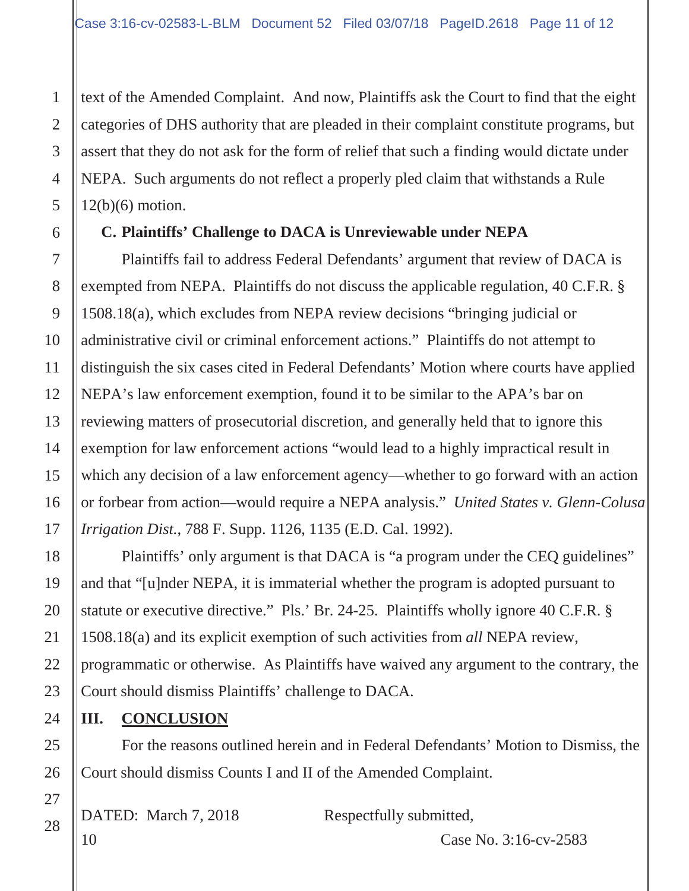text of the Amended Complaint. And now, Plaintiffs ask the Court to find that the eight categories of DHS authority that are pleaded in their complaint constitute programs, but assert that they do not ask for the form of relief that such a finding would dictate under NEPA. Such arguments do not reflect a properly pled claim that withstands a Rule 12(b)(6) motion.

### C. Plaintiffs' Challenge to DACA is Unreviewable under NEPA

Plaintiffs fail to address Federal Defendants' argument that review of DACA is exempted from NEPA. Plaintiffs do not discuss the applicable regulation, 40 C.F.R. § 1508.18(a), which excludes from NEPA review decisions "bringing judicial or administrative civil or criminal enforcement actions." Plaintiffs do not attempt to distinguish the six cases cited in Federal Defendants' Motion where courts have applied NEPA's law enforcement exemption, found it to be similar to the APA's bar on reviewing matters of prosecutorial discretion, and generally held that to ignore this exemption for law enforcement actions "would lead to a highly impractical result in which any decision of a law enforcement agency—whether to go forward with an action or forbear from action—would require a NEPA analysis." *United States v. Glenn-Colusa Irrigation Dist.*, 788 F. Supp. 1126, 1135 (E.D. Cal. 1992).

Plaintiffs' only argument is that DACA is "a program under the CEQ guidelines" and that "[u]nder NEPA, it is immaterial whether the program is adopted pursuant to statute or executive directive." Pls.' Br. 24-25. Plaintiffs wholly ignore 40 C.F.R. § 1508.18(a) and its explicit exemption of such activities from *all* NEPA review, programmatic or otherwise. As Plaintiffs have waived any argument to the contrary, the Court should dismiss Plaintiffs' challenge to DACA.

## III. CONCLUSION

For the reasons outlined herein and in Federal Defendants' Motion to Dismiss, the Court should dismiss Counts I and II of the Amended Complaint.

DATED: March 7, 2018 Respectfully submitted,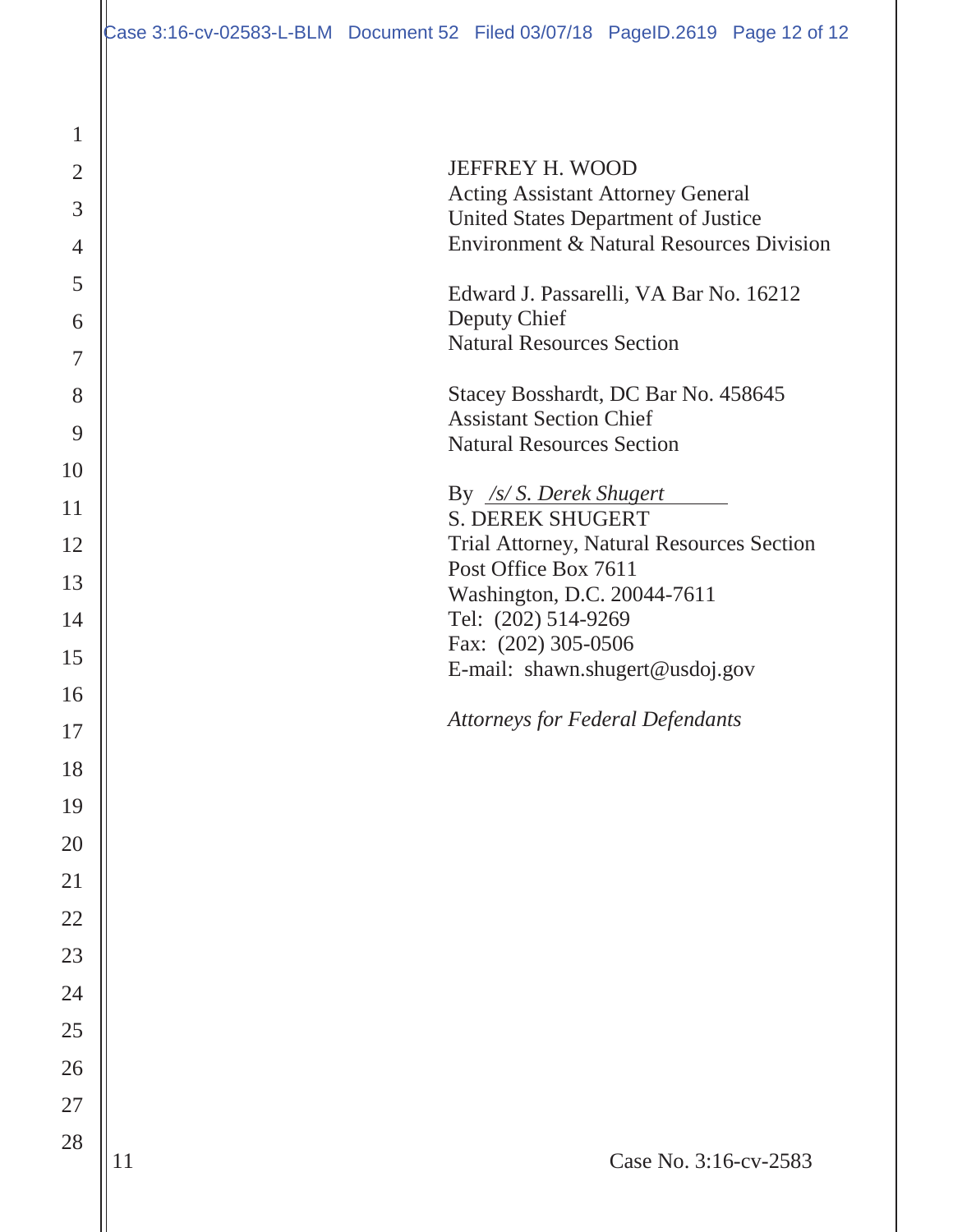JEFFREY H. WOOD
Acting Assistant Attorney General
United States Department of Justice
Environment & Natural Resources Division

Edward J. Passarelli, VA Bar No. 16212
Deputy Chief
Natural Resources Section

Stacey Bosshardt, DC Bar No. 458645
Assistant Section Chief
Natural Resources Section

By */s/ S. Derek Shugert*
S. DEREK SHUGERT
Trial Attorney, Natural Resources Section
Post Office Box 7611
Washington, D.C. 20044-7611
Tel: (202) 514-9269
Fax: (202) 305-0506
E-mail: shawn.shugert@usdoj.gov

*Attorneys for Federal Defendants*